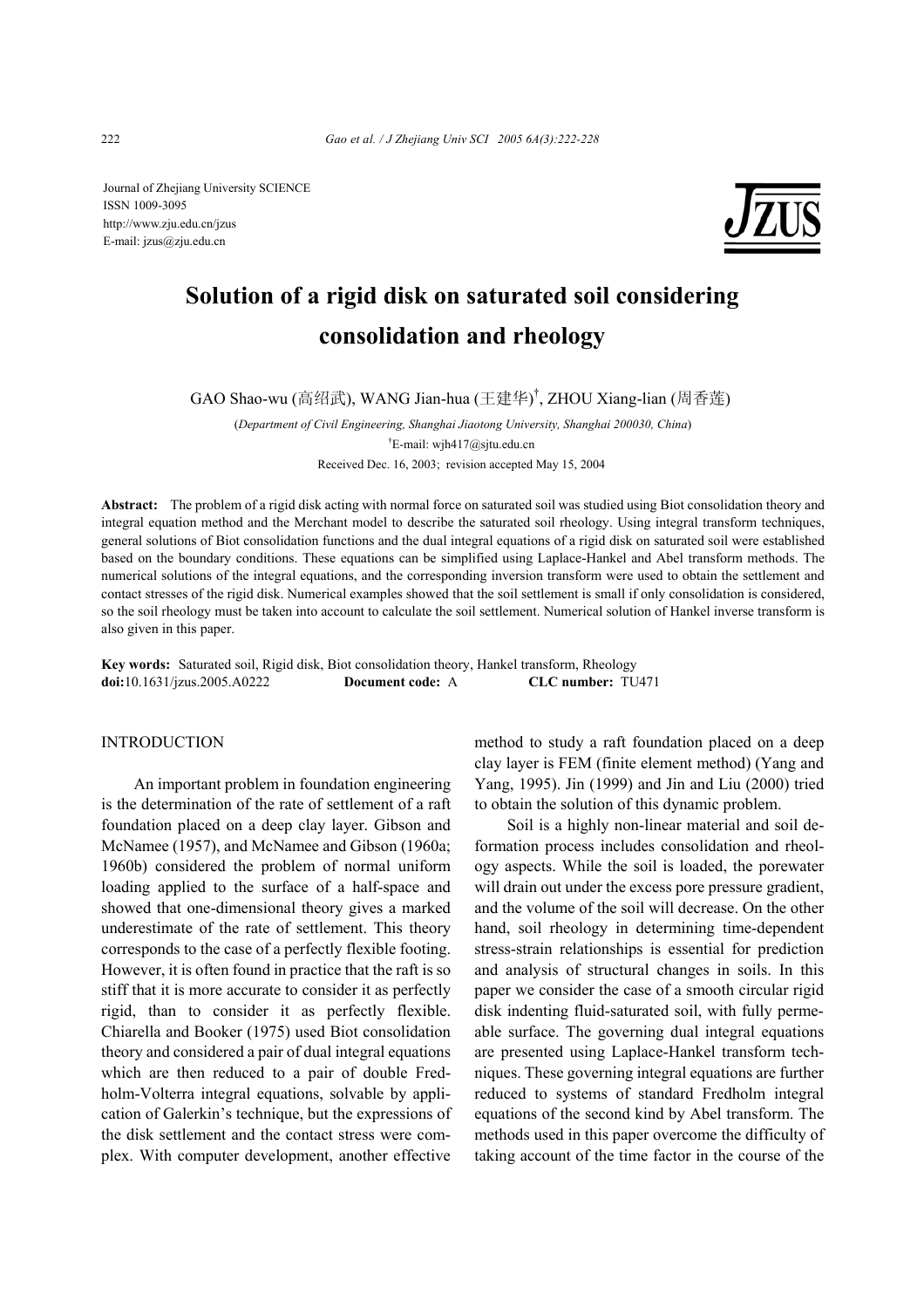Journal of Zhejiang University SCIENCE
ISSN 1009-3095
http://www.zju.edu.cn/jzus
E-mail: jzus@zju.edu.cn

# Solution of a rigid disk on saturated soil considering consolidation and rheology

GAO Shao-wu (高绍武), WANG Jian-hua (王建华)[†], ZHOU Xiang-lian (周香莲)

(*Department of Civil Engineering, Shanghai Jiaotong University, Shanghai 200030, China*)

[†]E-mail: wjh417@sjtu.edu.cn

Received Dec. 16, 2003; revision accepted May 15, 2004

**Abstract:** The problem of a rigid disk acting with normal force on saturated soil was studied using Biot consolidation theory and integral equation method and the Merchant model to describe the saturated soil rheology. Using integral transform techniques, general solutions of Biot consolidation functions and the dual integral equations of a rigid disk on saturated soil were established based on the boundary conditions. These equations can be simplified using Laplace-Hankel and Abel transform methods. The numerical solutions of the integral equations, and the corresponding inversion transform were used to obtain the settlement and contact stresses of the rigid disk. Numerical examples showed that the soil settlement is small if only consolidation is considered, so the soil rheology must be taken into account to calculate the soil settlement. Numerical solution of Hankel inverse transform is also given in this paper.

**Key words:** Saturated soil, Rigid disk, Biot consolidation theory, Hankel transform, Rheology
**doi:**10.1631/jzus.2005.A0222 **Document code:** A **CLC number:** TU471

## INTRODUCTION

An important problem in foundation engineering is the determination of the rate of settlement of a raft foundation placed on a deep clay layer. Gibson and McNamee (1957), and McNamee and Gibson (1960a; 1960b) considered the problem of normal uniform loading applied to the surface of a half-space and showed that one-dimensional theory gives a marked underestimate of the rate of settlement. This theory corresponds to the case of a perfectly flexible footing. However, it is often found in practice that the raft is so stiff that it is more accurate to consider it as perfectly rigid, than to consider it as perfectly flexible. Chiarella and Booker (1975) used Biot consolidation theory and considered a pair of dual integral equations which are then reduced to a pair of double Fredholm-Volterra integral equations, solvable by application of Galerkin's technique, but the expressions of the disk settlement and the contact stress were complex. With computer development, another effective method to study a raft foundation placed on a deep clay layer is FEM (finite element method) (Yang and Yang, 1995). Jin (1999) and Jin and Liu (2000) tried to obtain the solution of this dynamic problem.

Soil is a highly non-linear material and soil deformation process includes consolidation and rheology aspects. While the soil is loaded, the porewater will drain out under the excess pore pressure gradient, and the volume of the soil will decrease. On the other hand, soil rheology in determining time-dependent stress-strain relationships is essential for prediction and analysis of structural changes in soils. In this paper we consider the case of a smooth circular rigid disk indenting fluid-saturated soil, with fully permeable surface. The governing dual integral equations are presented using Laplace-Hankel transform techniques. These governing integral equations are further reduced to systems of standard Fredholm integral equations of the second kind by Abel transform. The methods used in this paper overcome the difficulty of taking account of the time factor in the course of the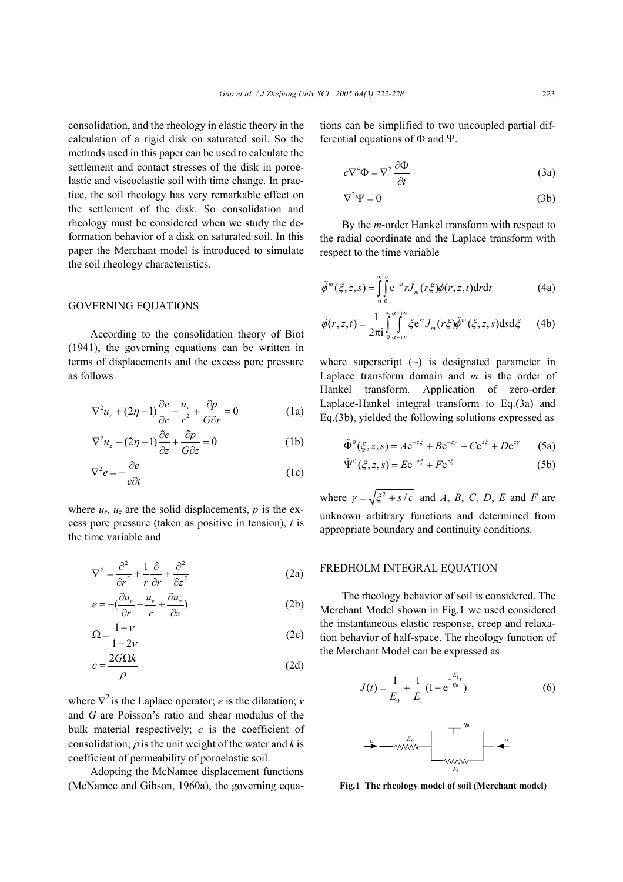consolidation, and the rheology in elastic theory in the calculation of a rigid disk on saturated soil. So the methods used in this paper can be used to calculate the settlement and contact stresses of the disk in poroelastic and viscoelastic soil with time change. In practice, the soil rheology has very remarkable effect on the settlement of the disk. So consolidation and rheology must be considered when we study the deformation behavior of a disk on saturated soil. In this paper the Merchant model is introduced to simulate the soil rheology characteristics.

## GOVERNING EQUATIONS

According to the consolidation theory of Biot (1941), the governing equations can be written in terms of displacements and the excess pore pressure as follows

$$\nabla^2 u_r + (2\eta - 1)\frac{\partial e}{\partial r} - \frac{u_r}{r^2} + \frac{\partial p}{G\partial r} = 0 \tag{1a}$$

$$\nabla^2 u_z + (2\eta - 1)\frac{\partial e}{\partial z} + \frac{\partial p}{G\partial z} = 0 \tag{1b}$$

$$\nabla^2 e = -\frac{\partial e}{c\partial t} \tag{1c}$$

where $u_r$, $u_z$ are the solid displacements, $p$ is the excess pore pressure (taken as positive in tension), $t$ is the time variable and

$$\nabla^2 = \frac{\partial^2}{\partial r^2} + \frac{1}{r}\frac{\partial}{\partial r} + \frac{\partial^2}{\partial z^2} \tag{2a}$$

$$e = -\left(\frac{\partial u_r}{\partial r} + \frac{u_r}{r} + \frac{\partial u_z}{\partial z}\right) \tag{2b}$$

$$\Omega = \frac{1-\nu}{1-2\nu} \tag{2c}$$

$$c = \frac{2G\Omega k}{\rho} \tag{2d}$$

where $\nabla^2$ is the Laplace operator; $e$ is the dilatation; $v$ and $G$ are Poisson's ratio and shear modulus of the bulk material respectively; $c$ is the coefficient of consolidation; $\rho$ is the unit weight of the water and $k$ is coefficient of permeability of poroelastic soil.

Adopting the McNamee displacement functions (McNamee and Gibson, 1960a), the governing equations can be simplified to two uncoupled partial differential equations of $\Phi$ and $\Psi$.

$$c\nabla^4\Phi = \nabla^2\frac{\partial\Phi}{\partial t} \tag{3a}$$

$$\nabla^2\Psi = 0 \tag{3b}$$

By the $m$-order Hankel transform with respect to the radial coordinate and the Laplace transform with respect to the time variable

$$\tilde{\phi}^m(\xi, z, s) = \int_0^\infty\int_0^\infty \mathrm{e}^{-st} rJ_m(r\xi)\phi(r, z, t)\mathrm{d}r\mathrm{d}t \tag{4a}$$

$$\phi(r, z, t) = \frac{1}{2\pi\mathrm{i}}\int_0^\infty\int_{\alpha-\mathrm{i}\infty}^{\alpha+\mathrm{i}\infty} \xi\mathrm{e}^{st}J_m(r\xi)\tilde{\phi}^m(\xi, z, s)\mathrm{d}s\mathrm{d}\xi \tag{4b}$$

where superscript (~) is designated parameter in Laplace transform domain and $m$ is the order of Hankel transform. Application of zero-order Laplace-Hankel integral transform to Eq.(3a) and Eq.(3b), yielded the following solutions expressed as

$$\tilde{\Phi}^0(\xi, z, s) = A\mathrm{e}^{-z\xi} + B\mathrm{e}^{-z\gamma} + C\mathrm{e}^{z\xi} + D\mathrm{e}^{z\gamma} \tag{5a}$$

$$\tilde{\Psi}^0(\xi, z, s) = E\mathrm{e}^{-z\xi} + F\mathrm{e}^{z\xi} \tag{5b}$$

where $\gamma = \sqrt{\xi^2 + s/c}$ and $A$, $B$, $C$, $D$, $E$ and $F$ are unknown arbitrary functions and determined from appropriate boundary and continuity conditions.

## FREDHOLM INTEGRAL EQUATION

The rheology behavior of soil is considered. The Merchant Model shown in Fig.1 we used considered the instantaneous elastic response, creep and relaxation behavior of half-space. The rheology function of the Merchant Model can be expressed as

$$J(t) = \frac{1}{E_0} + \frac{1}{E_1}\left(1 - \mathrm{e}^{-\frac{E_1}{\eta_0}t}\right) \tag{6}$$

**Fig.1 The rheology model of soil (Merchant model)**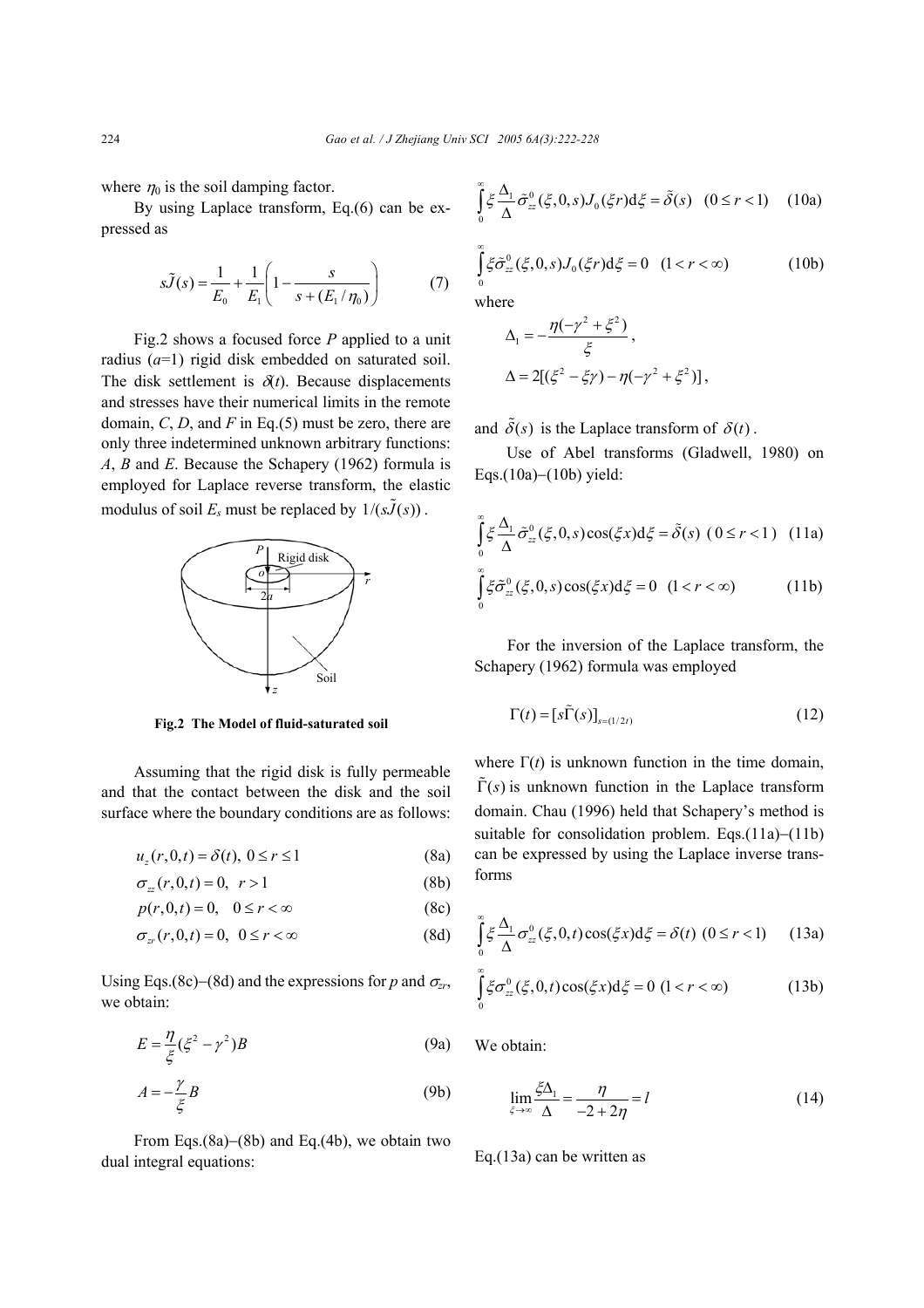where $\eta_0$ is the soil damping factor.

By using Laplace transform, Eq.(6) can be expressed as

$$s\tilde{J}(s)=\frac{1}{E_0}+\frac{1}{E_1}\left(1-\frac{s}{s+(E_1/\eta_0)}\right) \tag{7}$$

Fig.2 shows a focused force $P$ applied to a unit radius ($a$=1) rigid disk embedded on saturated soil. The disk settlement is $\delta(t)$. Because displacements and stresses have their numerical limits in the remote domain, $C$, $D$, and $F$ in Eq.(5) must be zero, there are only three indetermined unknown arbitrary functions: $A$, $B$ and $E$. Because the Schapery (1962) formula is employed for Laplace reverse transform, the elastic modulus of soil $E_s$ must be replaced by $1/(s\tilde{J}(s))$.

**Fig.2 The Model of fluid-saturated soil**

Assuming that the rigid disk is fully permeable and that the contact between the disk and the soil surface where the boundary conditions are as follows:

$$u_z(r,0,t)=\delta(t),\ 0\le r\le 1 \tag{8a}$$

$$\sigma_{zz}(r,0,t)=0,\ \ r>1 \tag{8b}$$

$$p(r,0,t)=0,\ \ 0\le r<\infty \tag{8c}$$

$$\sigma_{zr}(r,0,t)=0,\ \ 0\le r<\infty \tag{8d}$$

Using Eqs.(8c)–(8d) and the expressions for $p$ and $\sigma_{zr}$, we obtain:

$$E=\frac{\eta}{\xi}(\xi^2-\gamma^2)B \tag{9a}$$

$$A=-\frac{\gamma}{\xi}B \tag{9b}$$

From Eqs.(8a)–(8b) and Eq.(4b), we obtain two dual integral equations:

$$\int_0^\infty \xi\frac{\Delta_1}{\Delta}\tilde{\sigma}_{zz}^0(\xi,0,s)J_0(\xi r)\mathrm{d}\xi=\tilde{\delta}(s)\quad(0\le r<1) \tag{10a}$$

$$\int_0^\infty \xi\tilde{\sigma}_{zz}^0(\xi,0,s)J_0(\xi r)\mathrm{d}\xi=0\quad(1<r<\infty) \tag{10b}$$

where

$$\Delta_1=-\frac{\eta(-\gamma^2+\xi^2)}{\xi},$$

$$\Delta=2[(\xi^2-\xi\gamma)-\eta(-\gamma^2+\xi^2)],$$

and $\tilde{\delta}(s)$ is the Laplace transform of $\delta(t)$.

Use of Abel transforms (Gladwell, 1980) on Eqs.(10a)–(10b) yield:

$$\int_0^\infty \xi\frac{\Delta_1}{\Delta}\tilde{\sigma}_{zz}^0(\xi,0,s)\cos(\xi x)\mathrm{d}\xi=\tilde{\delta}(s)\ \ (0\le r<1) \tag{11a}$$

$$\int_0^\infty \xi\tilde{\sigma}_{zz}^0(\xi,0,s)\cos(\xi x)\mathrm{d}\xi=0\quad(1<r<\infty) \tag{11b}$$

For the inversion of the Laplace transform, the Schapery (1962) formula was employed

$$\Gamma(t)=[s\tilde{\Gamma}(s)]_{s=(1/2t)} \tag{12}$$

where $\Gamma(t)$ is unknown function in the time domain, $\tilde{\Gamma}(s)$ is unknown function in the Laplace transform domain. Chau (1996) held that Schapery's method is suitable for consolidation problem. Eqs.(11a)–(11b) can be expressed by using the Laplace inverse transforms

$$\int_0^\infty \xi\frac{\Delta_1}{\Delta}\sigma_{zz}^0(\xi,0,t)\cos(\xi x)\mathrm{d}\xi=\delta(t)\ \ (0\le r<1) \tag{13a}$$

$$\int_0^\infty \xi\sigma_{zz}^0(\xi,0,t)\cos(\xi x)\mathrm{d}\xi=0\ \ (1<r<\infty) \tag{13b}$$

We obtain:

$$\lim_{\xi\to\infty}\frac{\xi\Delta_1}{\Delta}=\frac{\eta}{-2+2\eta}=l \tag{14}$$

Eq.(13a) can be written as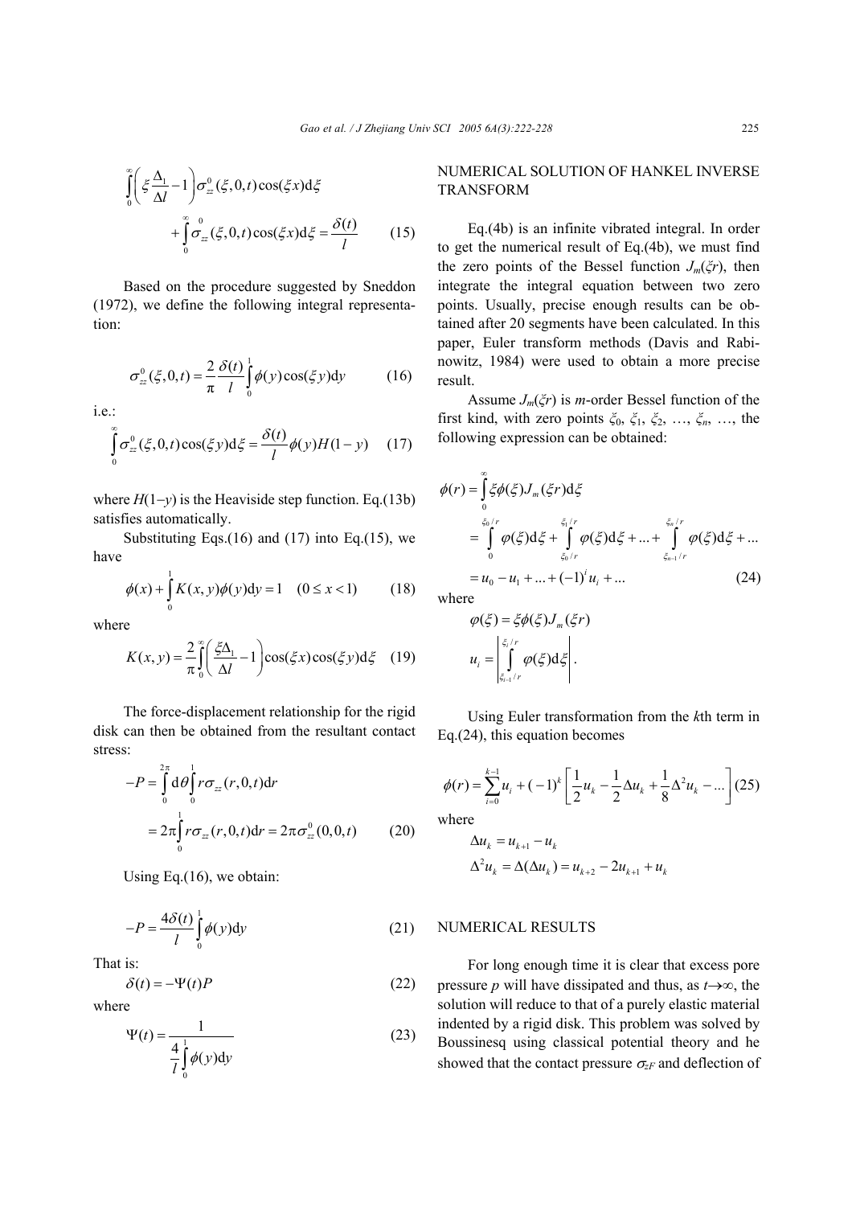$$\int_0^\infty \left(\xi \frac{\Delta_1}{\Delta l} - 1\right)\sigma_{zz}^0(\xi,0,t)\cos(\xi x)\mathrm{d}\xi + \int_0^\infty \sigma_{zz}^0(\xi,0,t)\cos(\xi x)\mathrm{d}\xi = \frac{\delta(t)}{l} \tag{15}$$

Based on the procedure suggested by Sneddon (1972), we define the following integral representation:

$$\sigma_{zz}^0(\xi,0,t) = \frac{2}{\pi}\frac{\delta(t)}{l}\int_0^1 \phi(y)\cos(\xi y)\mathrm{d}y \tag{16}$$

i.e.:

$$\int_0^\infty \sigma_{zz}^0(\xi,0,t)\cos(\xi y)\mathrm{d}\xi = \frac{\delta(t)}{l}\phi(y)H(1-y) \tag{17}$$

where $H(1-y)$ is the Heaviside step function. Eq.(13b) satisfies automatically.

Substituting Eqs.(16) and (17) into Eq.(15), we have

$$\phi(x) + \int_0^1 K(x,y)\phi(y)\mathrm{d}y = 1 \quad (0 \le x < 1) \tag{18}$$

where

$$K(x,y) = \frac{2}{\pi}\int_0^\infty \left(\frac{\xi\Delta_1}{\Delta l} - 1\right)\cos(\xi x)\cos(\xi y)\mathrm{d}\xi \tag{19}$$

The force-displacement relationship for the rigid disk can then be obtained from the resultant contact stress:

$$-P = \int_0^{2\pi}\mathrm{d}\theta\int_0^1 r\sigma_{zz}(r,0,t)\mathrm{d}r = 2\pi\int_0^1 r\sigma_{zz}(r,0,t)\mathrm{d}r = 2\pi\sigma_{zz}^0(0,0,t) \tag{20}$$

Using Eq.(16), we obtain:

$$-P = \frac{4\delta(t)}{l}\int_0^1 \phi(y)\mathrm{d}y \tag{21}$$

That is:

$$\delta(t) = -\Psi(t)P \tag{22}$$

where

$$\Psi(t) = \frac{1}{\dfrac{4}{l}\displaystyle\int_0^1 \phi(y)\mathrm{d}y} \tag{23}$$

## NUMERICAL SOLUTION OF HANKEL INVERSE TRANSFORM

Eq.(4b) is an infinite vibrated integral. In order to get the numerical result of Eq.(4b), we must find the zero points of the Bessel function $J_m(\xi r)$, then integrate the integral equation between two zero points. Usually, precise enough results can be obtained after 20 segments have been calculated. In this paper, Euler transform methods (Davis and Rabinowitz, 1984) were used to obtain a more precise result.

Assume $J_m(\xi r)$ is $m$-order Bessel function of the first kind, with zero points $\xi_0$, $\xi_1$, $\xi_2$, …, $\xi_n$, …, the following expression can be obtained:

$$\phi(r) = \int_0^\infty \xi\phi(\xi)J_m(\xi r)\mathrm{d}\xi = \int_0^{\xi_0/r}\varphi(\xi)\mathrm{d}\xi + \int_{\xi_0/r}^{\xi_1/r}\varphi(\xi)\mathrm{d}\xi + ... + \int_{\xi_{n-1}/r}^{\xi_n/r}\varphi(\xi)\mathrm{d}\xi + ... = u_0 - u_1 + ... + (-1)^i u_i + ... \tag{24}$$

where

$$\varphi(\xi) = \xi\phi(\xi)J_m(\xi r)$$

$$u_i = \left|\int_{\xi_{i-1}/r}^{\xi_i/r}\varphi(\xi)\mathrm{d}\xi\right|.$$

Using Euler transformation from the $k$th term in Eq.(24), this equation becomes

$$\phi(r) = \sum_{i=0}^{k-1} u_i + (-1)^k\left[\frac{1}{2}u_k - \frac{1}{2}\Delta u_k + \frac{1}{8}\Delta^2 u_k - ...\right] \tag{25}$$

where

$$\Delta u_k = u_{k+1} - u_k$$

$$\Delta^2 u_k = \Delta(\Delta u_k) = u_{k+2} - 2u_{k+1} + u_k$$

## NUMERICAL RESULTS

For long enough time it is clear that excess pore pressure $p$ will have dissipated and thus, as $t\to\infty$, the solution will reduce to that of a purely elastic material indented by a rigid disk. This problem was solved by Boussinesq using classical potential theory and he showed that the contact pressure $\sigma_{zF}$ and deflection of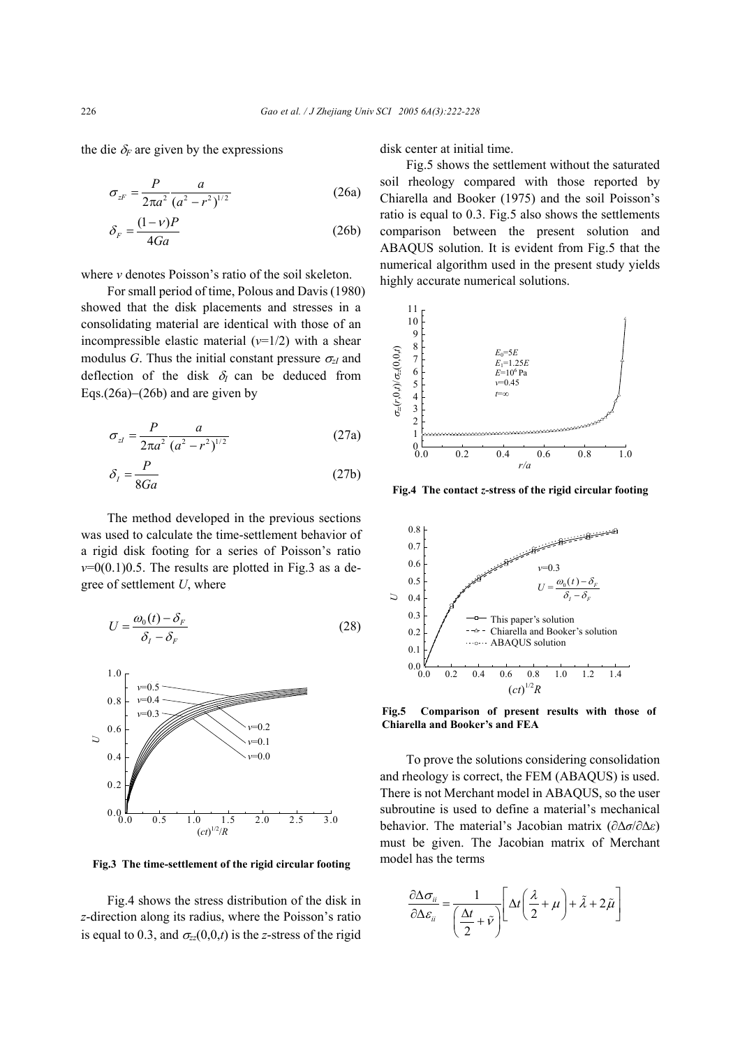the die $\delta_F$ are given by the expressions

$$\sigma_{zF} = \frac{P}{2\pi a^2} \frac{a}{(a^2 - r^2)^{1/2}} \tag{26a}$$

$$\delta_F = \frac{(1-\nu)P}{4Ga} \tag{26b}$$

where $v$ denotes Poisson's ratio of the soil skeleton.

For small period of time, Polous and Davis (1980) showed that the disk placements and stresses in a consolidating material are identical with those of an incompressible elastic material ($v$=1/2) with a shear modulus $G$. Thus the initial constant pressure $\sigma_{zI}$ and deflection of the disk $\delta_I$ can be deduced from Eqs.(26a)−(26b) and are given by

$$\sigma_{zI} = \frac{P}{2\pi a^2} \frac{a}{(a^2 - r^2)^{1/2}} \tag{27a}$$

$$\delta_I = \frac{P}{8Ga} \tag{27b}$$

The method developed in the previous sections was used to calculate the time-settlement behavior of a rigid disk footing for a series of Poisson's ratio $v$=0(0.1)0.5. The results are plotted in Fig.3 as a degree of settlement $U$, where

$$U = \frac{\omega_0(t) - \delta_F}{\delta_I - \delta_F} \tag{28}$$

**Fig.3 The time-settlement of the rigid circular footing**

Fig.4 shows the stress distribution of the disk in $z$-direction along its radius, where the Poisson's ratio is equal to 0.3, and $\sigma_{zz}(0,0,t)$ is the $z$-stress of the rigid disk center at initial time.

Fig.5 shows the settlement without the saturated soil rheology compared with those reported by Chiarella and Booker (1975) and the soil Poisson's ratio is equal to 0.3. Fig.5 also shows the settlements comparison between the present solution and ABAQUS solution. It is evident from Fig.5 that the numerical algorithm used in the present study yields highly accurate numerical solutions.

**Fig.4 The contact $z$-stress of the rigid circular footing**

**Fig.5 Comparison of present results with those of Chiarella and Booker's and FEA**

To prove the solutions considering consolidation and rheology is correct, the FEM (ABAQUS) is used. There is not Merchant model in ABAQUS, so the user subroutine is used to define a material's mechanical behavior. The material's Jacobian matrix ($\partial\Delta\sigma/\partial\Delta\varepsilon$) must be given. The Jacobian matrix of Merchant model has the terms

$$\frac{\partial \Delta\sigma_{ii}}{\partial \Delta\varepsilon_{ii}} = \frac{1}{\left(\dfrac{\Delta t}{2} + \tilde{\nu}\right)} \left[ \Delta t \left( \frac{\lambda}{2} + \mu \right) + \tilde{\lambda} + 2\tilde{\mu} \right]$$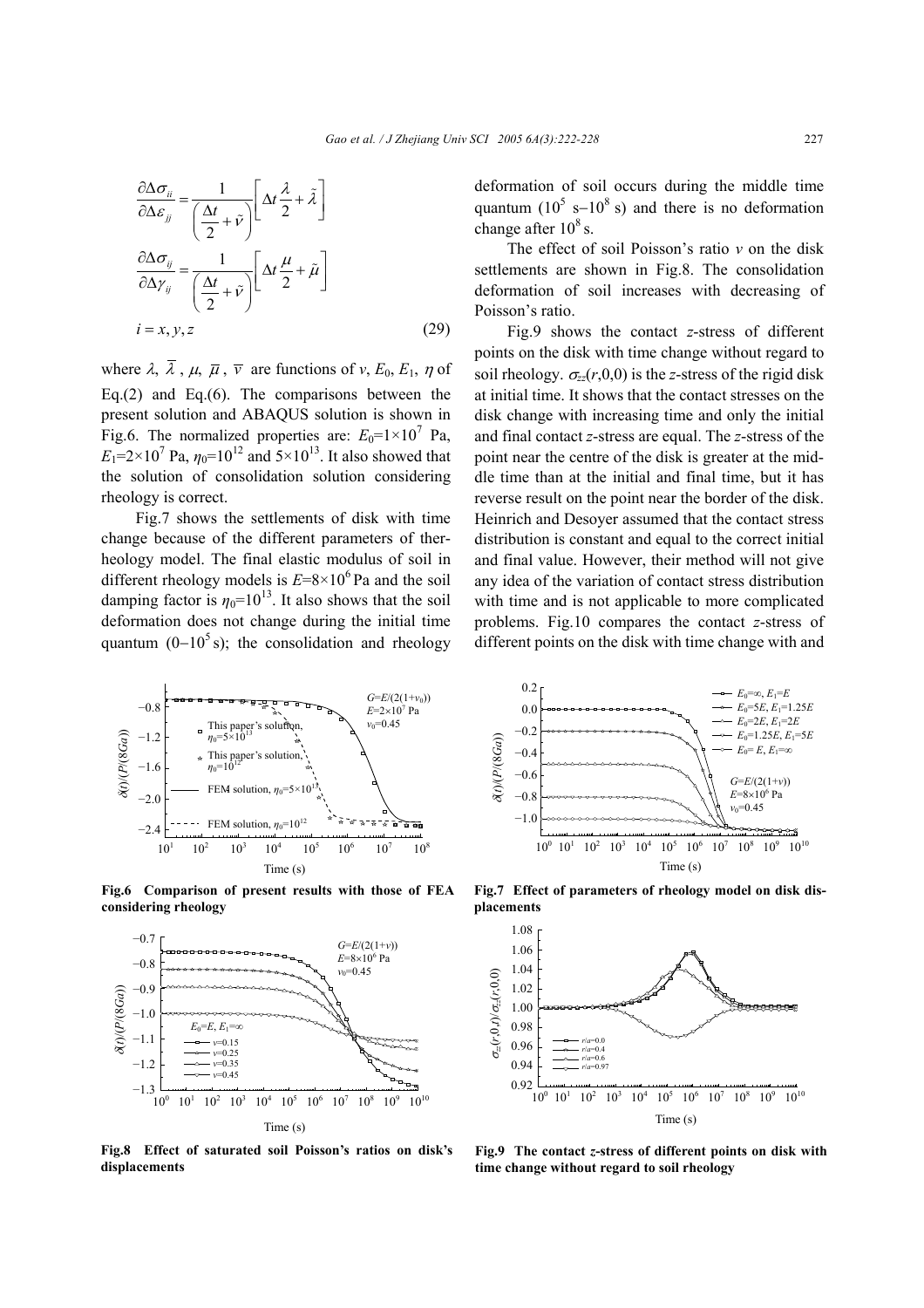$$\frac{\partial \Delta \sigma_{ii}}{\partial \Delta \varepsilon_{jj}} = \frac{1}{\left(\dfrac{\Delta t}{2} + \tilde{\nu}\right)} \left[ \Delta t \frac{\lambda}{2} + \tilde{\lambda} \right]$$

$$\frac{\partial \Delta \sigma_{ij}}{\partial \Delta \gamma_{ij}} = \frac{1}{\left(\dfrac{\Delta t}{2} + \tilde{\nu}\right)} \left[ \Delta t \frac{\mu}{2} + \tilde{\mu} \right]$$

$$i = x, y, z \tag{29}$$

where $\lambda$, $\bar{\lambda}$, $\mu$, $\bar{\mu}$, $\bar{v}$ are functions of $v$, $E_0$, $E_1$, $\eta$ of Eq.(2) and Eq.(6). The comparisons between the present solution and ABAQUS solution is shown in Fig.6. The normalized properties are: $E_0=1\times10^7$ Pa, $E_1=2\times10^7$ Pa, $\eta_0=10^{12}$ and $5\times10^{13}$. It also showed that the solution of consolidation solution considering rheology is correct.

Fig.7 shows the settlements of disk with time change because of the different parameters of therheology model. The final elastic modulus of soil in different rheology models is $E=8\times10^6$ Pa and the soil damping factor is $\eta_0=10^{13}$. It also shows that the soil deformation does not change during the initial time quantum ($0$–$10^5$ s); the consolidation and rheology deformation of soil occurs during the middle time quantum ($10^5$ s–$10^8$ s) and there is no deformation change after $10^8$ s.

The effect of soil Poisson's ratio $v$ on the disk settlements are shown in Fig.8. The consolidation deformation of soil increases with decreasing of Poisson's ratio.

Fig.9 shows the contact $z$-stress of different points on the disk with time change without regard to soil rheology. $\sigma_{zz}(r,0,0)$ is the $z$-stress of the rigid disk at initial time. It shows that the contact stresses on the disk change with increasing time and only the initial and final contact $z$-stress are equal. The $z$-stress of the point near the centre of the disk is greater at the middle time than at the initial and final time, but it has reverse result on the point near the border of the disk. Heinrich and Desoyer assumed that the contact stress distribution is constant and equal to the correct initial and final value. However, their method will not give any idea of the variation of contact stress distribution with time and is not applicable to more complicated problems. Fig.10 compares the contact $z$-stress of different points on the disk with time change with and

**Fig.6 Comparison of present results with those of FEA considering rheology**

**Fig.7 Effect of parameters of rheology model on disk displacements**

**Fig.8 Effect of saturated soil Poisson's ratios on disk's displacements**

**Fig.9 The contact $z$-stress of different points on disk with time change without regard to soil rheology**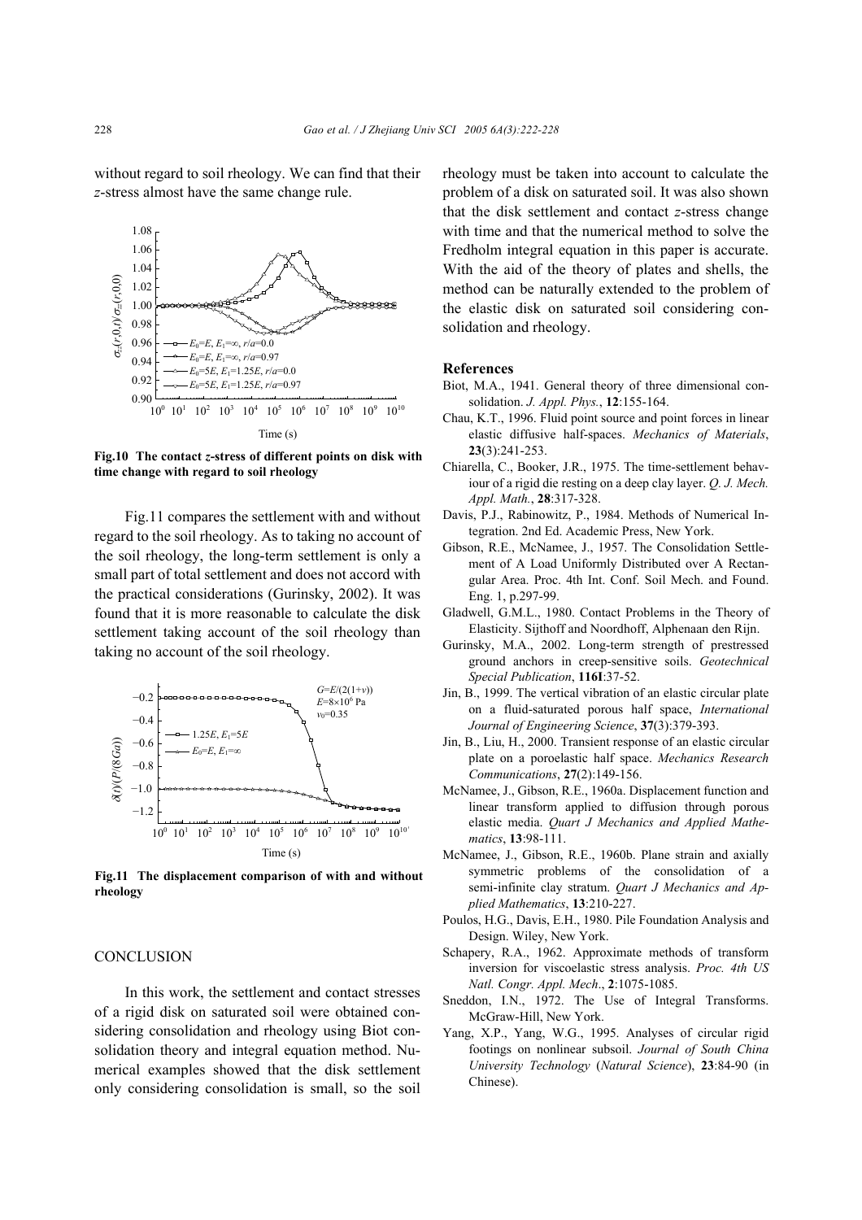without regard to soil rheology. We can find that their $z$-stress almost have the same change rule.

1.08
1.06
1.04
1.02
1.00
0.98
0.96
0.94
0.92
0.90

$\sigma_z(r,0,t)/\sigma_z(r,0,0)$

$E_0=E$, $E_1=\infty$, $r/a=0.0$
$E_0=E$, $E_1=\infty$, $r/a=0.97$
$E_0=5E$, $E_1=1.25E$, $r/a=0.0$
$E_0=5E$, $E_1=1.25E$, $r/a=0.97$

$10^0$ $10^1$ $10^2$ $10^3$ $10^4$ $10^5$ $10^6$ $10^7$ $10^8$ $10^9$ $10^{10}$

Time (s)

**Fig.10 The contact *z*-stress of different points on disk with time change with regard to soil rheology**

Fig.11 compares the settlement with and without regard to the soil rheology. As to taking no account of the soil rheology, the long-term settlement is only a small part of total settlement and does not accord with the practical considerations (Gurinsky, 2002). It was found that it is more reasonable to calculate the disk settlement taking account of the soil rheology than taking no account of the soil rheology.

$G=E/(2(1+v))$
$E=8\times10^6$ Pa
$v_0=0.35$

−0.2
−0.4
−0.6
−0.8
−1.0
−1.2

$1.25E$, $E_1=5E$
$E_0=E$, $E_1=\infty$

$\delta(t)/(P/(8Ga))$

$10^0$ $10^1$ $10^2$ $10^3$ $10^4$ $10^5$ $10^6$ $10^7$ $10^8$ $10^9$ $10^{10}$

Time (s)

**Fig.11 The displacement comparison of with and without rheology**

## CONCLUSION

In this work, the settlement and contact stresses of a rigid disk on saturated soil were obtained considering consolidation and rheology using Biot consolidation theory and integral equation method. Numerical examples showed that the disk settlement only considering consolidation is small, so the soil rheology must be taken into account to calculate the problem of a disk on saturated soil. It was also shown that the disk settlement and contact $z$-stress change with time and that the numerical method to solve the Fredholm integral equation in this paper is accurate. With the aid of the theory of plates and shells, the method can be naturally extended to the problem of the elastic disk on saturated soil considering consolidation and rheology.

## References

Biot, M.A., 1941. General theory of three dimensional consolidation. *J. Appl. Phys.*, **12**:155-164.

Chau, K.T., 1996. Fluid point source and point forces in linear elastic diffusive half-spaces. *Mechanics of Materials*, **23**(3):241-253.

Chiarella, C., Booker, J.R., 1975. The time-settlement behaviour of a rigid die resting on a deep clay layer. *Q. J. Mech. Appl. Math.*, **28**:317-328.

Davis, P.J., Rabinowitz, P., 1984. Methods of Numerical Integration. 2nd Ed. Academic Press, New York.

Gibson, R.E., McNamee, J., 1957. The Consolidation Settlement of A Load Uniformly Distributed over A Rectangular Area. Proc. 4th Int. Conf. Soil Mech. and Found. Eng. 1, p.297-99.

Gladwell, G.M.L., 1980. Contact Problems in the Theory of Elasticity. Sijthoff and Noordhoff, Alphenaan den Rijn.

Gurinsky, M.A., 2002. Long-term strength of prestressed ground anchors in creep-sensitive soils. *Geotechnical Special Publication*, **116I**:37-52.

Jin, B., 1999. The vertical vibration of an elastic circular plate on a fluid-saturated porous half space, *International Journal of Engineering Science*, **37**(3):379-393.

Jin, B., Liu, H., 2000. Transient response of an elastic circular plate on a poroelastic half space. *Mechanics Research Communications*, **27**(2):149-156.

McNamee, J., Gibson, R.E., 1960a. Displacement function and linear transform applied to diffusion through porous elastic media. *Quart J Mechanics and Applied Mathematics*, **13**:98-111.

McNamee, J., Gibson, R.E., 1960b. Plane strain and axially symmetric problems of the consolidation of a semi-infinite clay stratum. *Quart J Mechanics and Applied Mathematics*, **13**:210-227.

Poulos, H.G., Davis, E.H., 1980. Pile Foundation Analysis and Design. Wiley, New York.

Schapery, R.A., 1962. Approximate methods of transform inversion for viscoelastic stress analysis. *Proc. 4th US Natl. Congr. Appl. Mech*., **2**:1075-1085.

Sneddon, I.N., 1972. The Use of Integral Transforms. McGraw-Hill, New York.

Yang, X.P., Yang, W.G., 1995. Analyses of circular rigid footings on nonlinear subsoil. *Journal of South China University Technology* (*Natural Science*), **23**:84-90 (in Chinese).